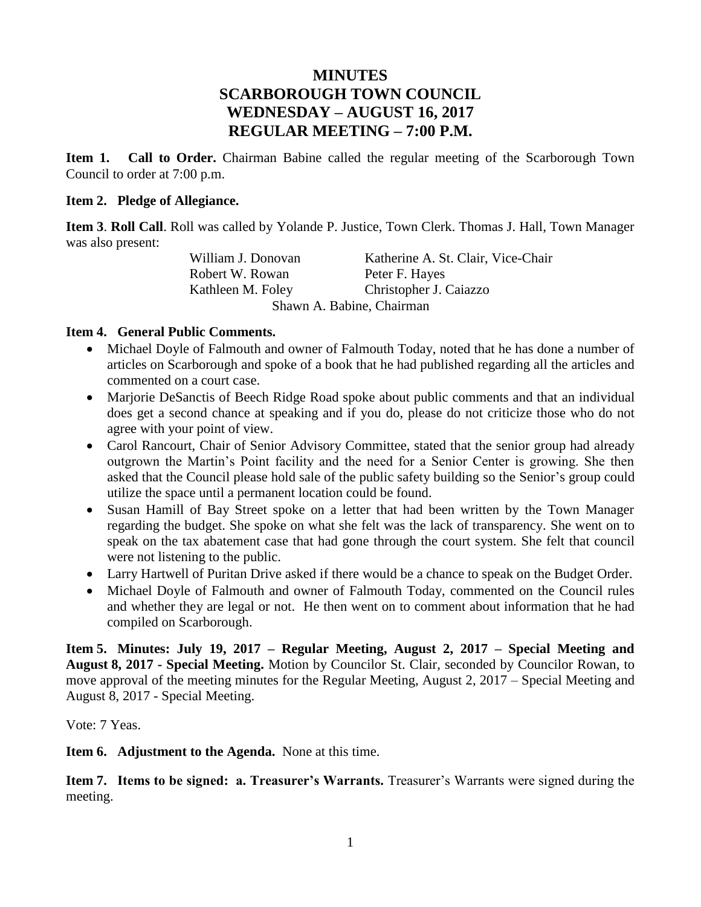# MINUTES
# SCARBOROUGH TOWN COUNCIL
# WEDNESDAY – AUGUST 16, 2017
# REGULAR MEETING – 7:00 P.M.

**Item 1. Call to Order.** Chairman Babine called the regular meeting of the Scarborough Town Council to order at 7:00 p.m.

**Item 2. Pledge of Allegiance.**

**Item 3**. **Roll Call**. Roll was called by Yolande P. Justice, Town Clerk. Thomas J. Hall, Town Manager was also present:

| | |
|---|---|
| William J. Donovan | Katherine A. St. Clair, Vice-Chair |
| Robert W. Rowan | Peter F. Hayes |
| Kathleen M. Foley | Christopher J. Caiazzo |

Shawn A. Babine, Chairman

**Item 4. General Public Comments.**

- Michael Doyle of Falmouth and owner of Falmouth Today, noted that he has done a number of articles on Scarborough and spoke of a book that he had published regarding all the articles and commented on a court case.
- Marjorie DeSanctis of Beech Ridge Road spoke about public comments and that an individual does get a second chance at speaking and if you do, please do not criticize those who do not agree with your point of view.
- Carol Rancourt, Chair of Senior Advisory Committee, stated that the senior group had already outgrown the Martin's Point facility and the need for a Senior Center is growing. She then asked that the Council please hold sale of the public safety building so the Senior's group could utilize the space until a permanent location could be found.
- Susan Hamill of Bay Street spoke on a letter that had been written by the Town Manager regarding the budget. She spoke on what she felt was the lack of transparency. She went on to speak on the tax abatement case that had gone through the court system. She felt that council were not listening to the public.
- Larry Hartwell of Puritan Drive asked if there would be a chance to speak on the Budget Order.
- Michael Doyle of Falmouth and owner of Falmouth Today, commented on the Council rules and whether they are legal or not. He then went on to comment about information that he had compiled on Scarborough.

**Item 5. Minutes: July 19, 2017 – Regular Meeting, August 2, 2017 – Special Meeting and August 8, 2017 - Special Meeting.** Motion by Councilor St. Clair, seconded by Councilor Rowan, to move approval of the meeting minutes for the Regular Meeting, August 2, 2017 – Special Meeting and August 8, 2017 - Special Meeting.

Vote: 7 Yeas.

**Item 6. Adjustment to the Agenda.** None at this time.

**Item 7. Items to be signed: a. Treasurer's Warrants.** Treasurer's Warrants were signed during the meeting.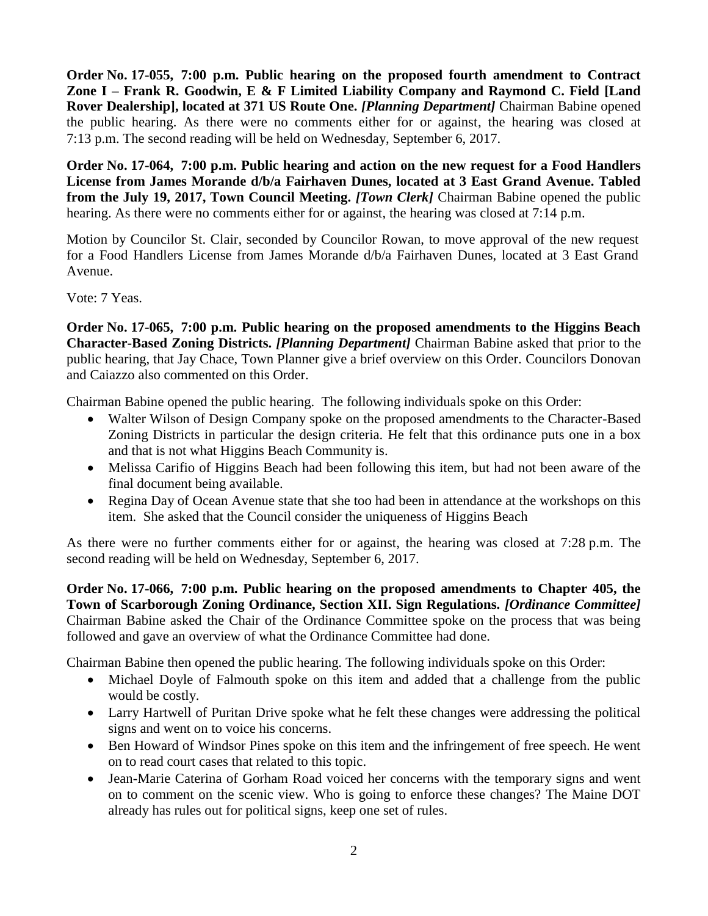**Order No. 17-055, 7:00 p.m. Public hearing on the proposed fourth amendment to Contract Zone I – Frank R. Goodwin, E & F Limited Liability Company and Raymond C. Field [Land Rover Dealership], located at 371 US Route One.** ***[Planning Department]*** Chairman Babine opened the public hearing. As there were no comments either for or against, the hearing was closed at 7:13 p.m. The second reading will be held on Wednesday, September 6, 2017.

**Order No. 17-064, 7:00 p.m. Public hearing and action on the new request for a Food Handlers License from James Morande d/b/a Fairhaven Dunes, located at 3 East Grand Avenue. Tabled from the July 19, 2017, Town Council Meeting.** ***[Town Clerk]*** Chairman Babine opened the public hearing. As there were no comments either for or against, the hearing was closed at 7:14 p.m.

Motion by Councilor St. Clair, seconded by Councilor Rowan, to move approval of the new request for a Food Handlers License from James Morande d/b/a Fairhaven Dunes, located at 3 East Grand Avenue.

Vote: 7 Yeas.

**Order No. 17-065, 7:00 p.m. Public hearing on the proposed amendments to the Higgins Beach Character-Based Zoning Districts.** ***[Planning Department]*** Chairman Babine asked that prior to the public hearing, that Jay Chace, Town Planner give a brief overview on this Order. Councilors Donovan and Caiazzo also commented on this Order.

Chairman Babine opened the public hearing. The following individuals spoke on this Order:

- Walter Wilson of Design Company spoke on the proposed amendments to the Character-Based Zoning Districts in particular the design criteria. He felt that this ordinance puts one in a box and that is not what Higgins Beach Community is.
- Melissa Carifio of Higgins Beach had been following this item, but had not been aware of the final document being available.
- Regina Day of Ocean Avenue state that she too had been in attendance at the workshops on this item. She asked that the Council consider the uniqueness of Higgins Beach

As there were no further comments either for or against, the hearing was closed at 7:28 p.m. The second reading will be held on Wednesday, September 6, 2017.

**Order No. 17-066, 7:00 p.m. Public hearing on the proposed amendments to Chapter 405, the Town of Scarborough Zoning Ordinance, Section XII. Sign Regulations.** ***[Ordinance Committee]*** Chairman Babine asked the Chair of the Ordinance Committee spoke on the process that was being followed and gave an overview of what the Ordinance Committee had done.

Chairman Babine then opened the public hearing. The following individuals spoke on this Order:

- Michael Doyle of Falmouth spoke on this item and added that a challenge from the public would be costly.
- Larry Hartwell of Puritan Drive spoke what he felt these changes were addressing the political signs and went on to voice his concerns.
- Ben Howard of Windsor Pines spoke on this item and the infringement of free speech. He went on to read court cases that related to this topic.
- Jean-Marie Caterina of Gorham Road voiced her concerns with the temporary signs and went on to comment on the scenic view. Who is going to enforce these changes? The Maine DOT already has rules out for political signs, keep one set of rules.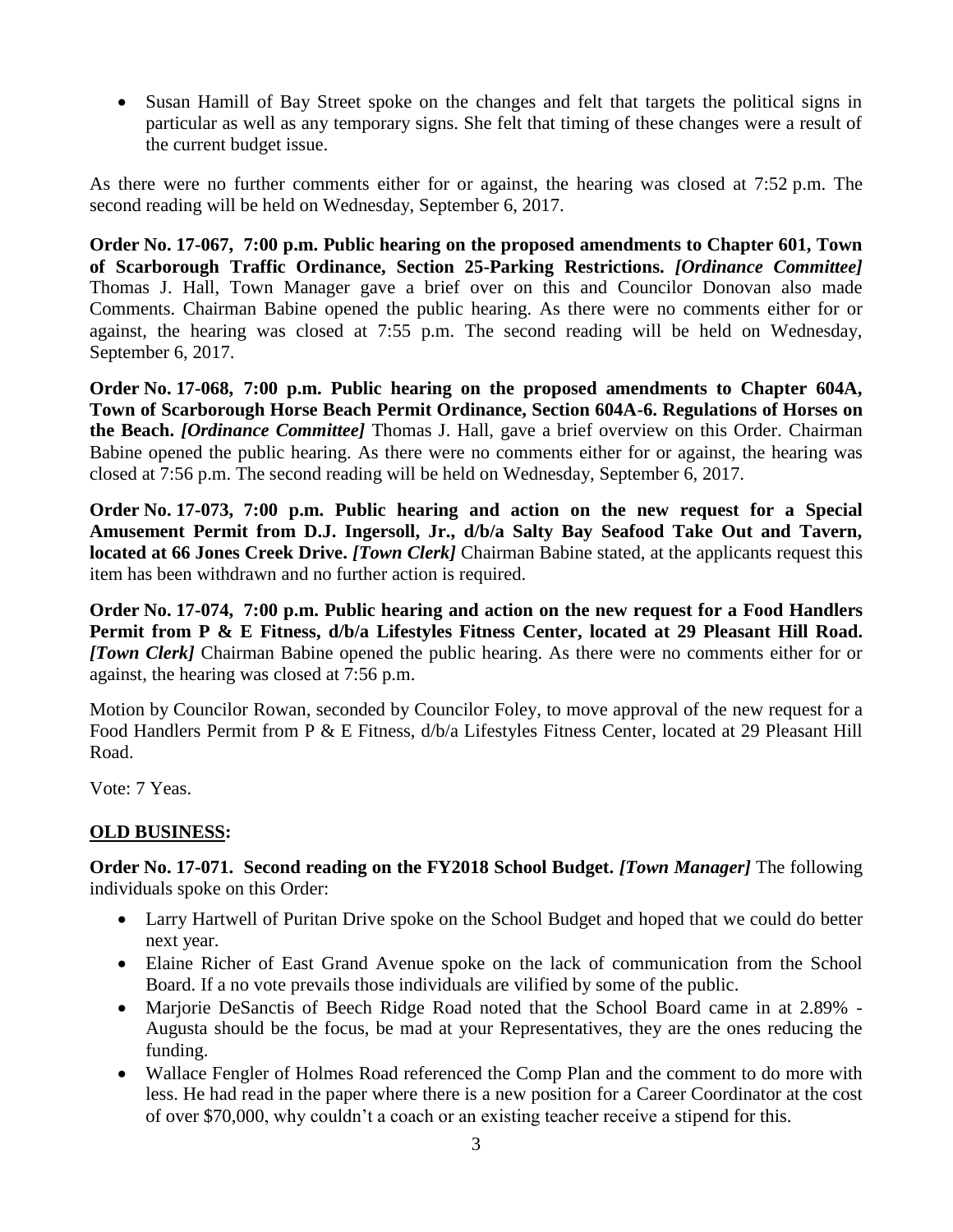- Susan Hamill of Bay Street spoke on the changes and felt that targets the political signs in particular as well as any temporary signs. She felt that timing of these changes were a result of the current budget issue.

As there were no further comments either for or against, the hearing was closed at 7:52 p.m. The second reading will be held on Wednesday, September 6, 2017.

**Order No. 17-067, 7:00 p.m. Public hearing on the proposed amendments to Chapter 601, Town of Scarborough Traffic Ordinance, Section 25-Parking Restrictions.** ***[Ordinance Committee]*** Thomas J. Hall, Town Manager gave a brief over on this and Councilor Donovan also made Comments. Chairman Babine opened the public hearing. As there were no comments either for or against, the hearing was closed at 7:55 p.m. The second reading will be held on Wednesday, September 6, 2017.

**Order No. 17-068, 7:00 p.m. Public hearing on the proposed amendments to Chapter 604A, Town of Scarborough Horse Beach Permit Ordinance, Section 604A-6. Regulations of Horses on the Beach.** ***[Ordinance Committee]*** Thomas J. Hall, gave a brief overview on this Order. Chairman Babine opened the public hearing. As there were no comments either for or against, the hearing was closed at 7:56 p.m. The second reading will be held on Wednesday, September 6, 2017.

**Order No. 17-073, 7:00 p.m. Public hearing and action on the new request for a Special Amusement Permit from D.J. Ingersoll, Jr., d/b/a Salty Bay Seafood Take Out and Tavern, located at 66 Jones Creek Drive.** ***[Town Clerk]*** Chairman Babine stated, at the applicants request this item has been withdrawn and no further action is required.

**Order No. 17-074, 7:00 p.m. Public hearing and action on the new request for a Food Handlers Permit from P & E Fitness, d/b/a Lifestyles Fitness Center, located at 29 Pleasant Hill Road.** ***[Town Clerk]*** Chairman Babine opened the public hearing. As there were no comments either for or against, the hearing was closed at 7:56 p.m.

Motion by Councilor Rowan, seconded by Councilor Foley, to move approval of the new request for a Food Handlers Permit from P & E Fitness, d/b/a Lifestyles Fitness Center, located at 29 Pleasant Hill Road.

Vote: 7 Yeas.

## OLD BUSINESS:

**Order No. 17-071. Second reading on the FY2018 School Budget.** ***[Town Manager]*** The following individuals spoke on this Order:

- Larry Hartwell of Puritan Drive spoke on the School Budget and hoped that we could do better next year.
- Elaine Richer of East Grand Avenue spoke on the lack of communication from the School Board. If a no vote prevails those individuals are vilified by some of the public.
- Marjorie DeSanctis of Beech Ridge Road noted that the School Board came in at 2.89% - Augusta should be the focus, be mad at your Representatives, they are the ones reducing the funding.
- Wallace Fengler of Holmes Road referenced the Comp Plan and the comment to do more with less. He had read in the paper where there is a new position for a Career Coordinator at the cost of over $70,000, why couldn't a coach or an existing teacher receive a stipend for this.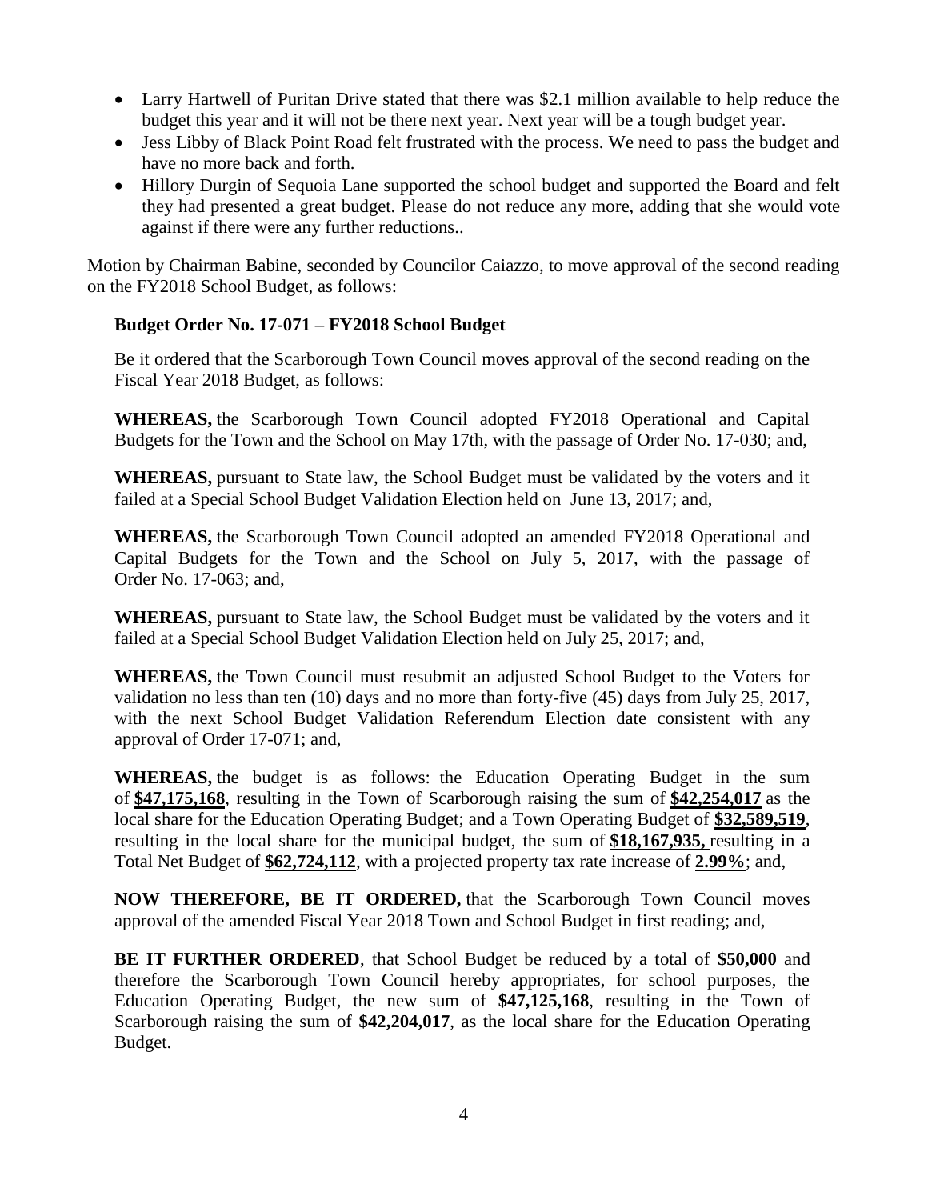- Larry Hartwell of Puritan Drive stated that there was $2.1 million available to help reduce the budget this year and it will not be there next year. Next year will be a tough budget year.
- Jess Libby of Black Point Road felt frustrated with the process. We need to pass the budget and have no more back and forth.
- Hillory Durgin of Sequoia Lane supported the school budget and supported the Board and felt they had presented a great budget. Please do not reduce any more, adding that she would vote against if there were any further reductions..

Motion by Chairman Babine, seconded by Councilor Caiazzo, to move approval of the second reading on the FY2018 School Budget, as follows:

**Budget Order No. 17-071 – FY2018 School Budget**

Be it ordered that the Scarborough Town Council moves approval of the second reading on the Fiscal Year 2018 Budget, as follows:

**WHEREAS,** the Scarborough Town Council adopted FY2018 Operational and Capital Budgets for the Town and the School on May 17th, with the passage of Order No. 17-030; and,

**WHEREAS,** pursuant to State law, the School Budget must be validated by the voters and it failed at a Special School Budget Validation Election held on June 13, 2017; and,

**WHEREAS,** the Scarborough Town Council adopted an amended FY2018 Operational and Capital Budgets for the Town and the School on July 5, 2017, with the passage of Order No. 17-063; and,

**WHEREAS,** pursuant to State law, the School Budget must be validated by the voters and it failed at a Special School Budget Validation Election held on July 25, 2017; and,

**WHEREAS,** the Town Council must resubmit an adjusted School Budget to the Voters for validation no less than ten (10) days and no more than forty-five (45) days from July 25, 2017, with the next School Budget Validation Referendum Election date consistent with any approval of Order 17-071; and,

**WHEREAS,** the budget is as follows: the Education Operating Budget in the sum of **$47,175,168**, resulting in the Town of Scarborough raising the sum of **$42,254,017** as the local share for the Education Operating Budget; and a Town Operating Budget of **$32,589,519**, resulting in the local share for the municipal budget, the sum of **$18,167,935,** resulting in a Total Net Budget of **$62,724,112**, with a projected property tax rate increase of **2.99%**; and,

**NOW THEREFORE, BE IT ORDERED,** that the Scarborough Town Council moves approval of the amended Fiscal Year 2018 Town and School Budget in first reading; and,

**BE IT FURTHER ORDERED**, that School Budget be reduced by a total of **$50,000** and therefore the Scarborough Town Council hereby appropriates, for school purposes, the Education Operating Budget, the new sum of **$47,125,168**, resulting in the Town of Scarborough raising the sum of **$42,204,017**, as the local share for the Education Operating Budget.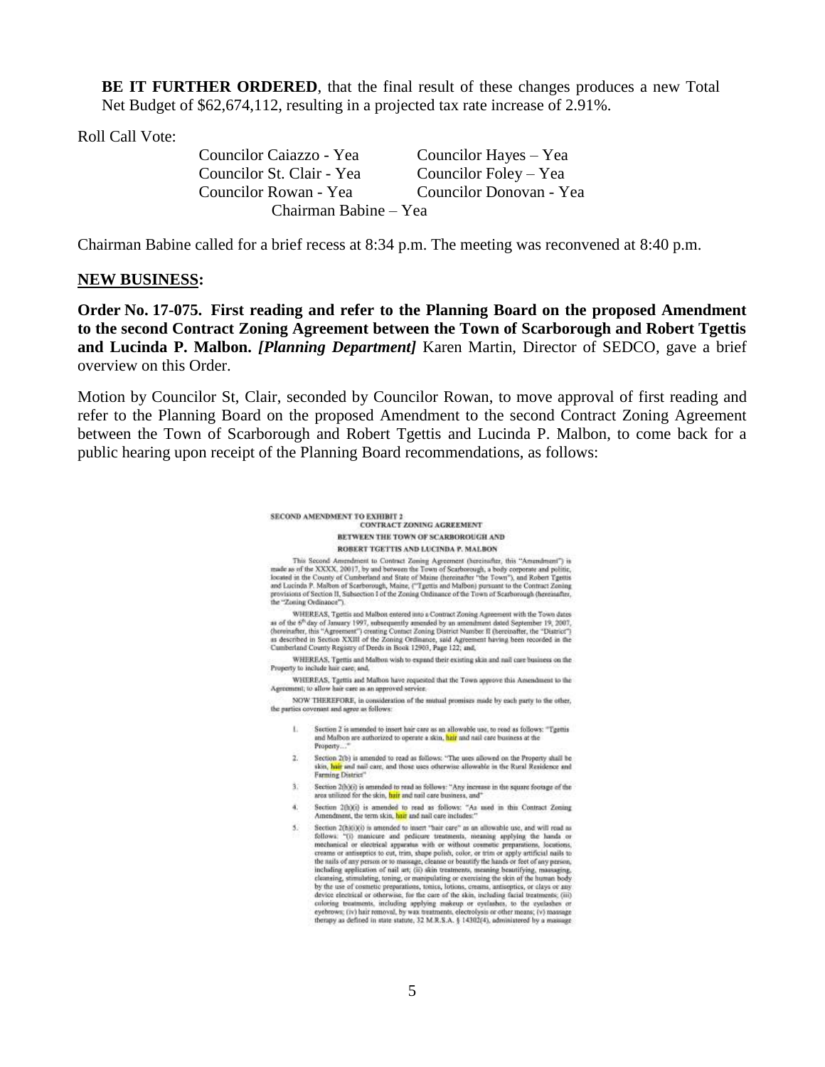**BE IT FURTHER ORDERED**, that the final result of these changes produces a new Total Net Budget of $62,674,112, resulting in a projected tax rate increase of 2.91%.

Roll Call Vote:

| | |
|---|---|
| Councilor Caiazzo - Yea | Councilor Hayes – Yea |
| Councilor St. Clair - Yea | Councilor Foley – Yea |
| Councilor Rowan - Yea | Councilor Donovan - Yea |
| Chairman Babine – Yea | |

Chairman Babine called for a brief recess at 8:34 p.m. The meeting was reconvened at 8:40 p.m.

**NEW BUSINESS:**

**Order No. 17-075. First reading and refer to the Planning Board on the proposed Amendment to the second Contract Zoning Agreement between the Town of Scarborough and Robert Tgettis and Lucinda P. Malbon.** ***[Planning Department]*** Karen Martin, Director of SEDCO, gave a brief overview on this Order.

Motion by Councilor St, Clair, seconded by Councilor Rowan, to move approval of first reading and refer to the Planning Board on the proposed Amendment to the second Contract Zoning Agreement between the Town of Scarborough and Robert Tgettis and Lucinda P. Malbon, to come back for a public hearing upon receipt of the Planning Board recommendations, as follows:

SECOND AMENDMENT TO EXHIBIT 2
CONTRACT ZONING AGREEMENT
BETWEEN THE TOWN OF SCARBOROUGH AND
ROBERT TGETTIS AND LUCINDA P. MALBON

This Second Amendment to Contract Zoning Agreement (hereinafter, this "Amendment") is made as of the XXXX, 20017, by and between the Town of Scarborough, a body corporate and politic, located in the County of Cumberland and State of Maine (hereinafter "the Town"), and Robert Tgettis and Lucinda P. Malbon of Scarborough, Maine, ("Tgettis and Malbon) pursuant to the Contract Zoning provisions of Section II, Subsection I of the Zoning Ordinance of the Town of Scarborough (hereinafter, the "Zoning Ordinance").

WHEREAS, Tgettis and Malbon entered into a Contract Zoning Agreement with the Town dates as of the 6th day of January 1997, subsequently amended by an amendment dated September 19, 2007, (hereinafter, this "Agreement") creating Contract Zoning District Number II (hereinafter, the "District") as described in Section XXIII of the Zoning Ordinance, said Agreement having been recorded in the Cumberland County Registry of Deeds in Book 12903, Page 122; and,

WHEREAS, Tgettis and Malbon wish to expand their existing skin and nail care business on the Property to include hair care; and,

WHEREAS, Tgettis and Malbon have requested that the Town approve this Amendment to the Agreement; to allow hair care as an approved service.

NOW THEREFORE, in consideration of the mutual promises made by each party to the other, the parties covenant and agree as follows:

1. Section 2 is amended to insert hair care as an allowable use, to read as follows: "Tgettis and Malbon are authorized to operate a skin, hair and nail care business at the Property…"
2. Section 2(b) is amended to read as follows: "The uses allowed on the Property shall be skin, hair and nail care, and those uses otherwise allowable in the Rural Residence and Farming District"
3. Section 2(h)(i) is amended to read as follows: "Any increase in the square footage of the area utilized for the skin, hair and nail care business, and"
4. Section 2(h)(i) is amended to read as follows: "As used in this Contract Zoning Amendment, the term skin, hair and nail care includes:"
5. Section 2(h)(i)(i) is amended to insert "hair care" as an allowable use, and will read as follows: "(i) manicure and pedicure treatments, meaning applying the hands or mechanical or electrical apparatus with or without cosmetic preparations, locations, creams or antiseptics to cut, trim, shape polish, color, or trim or apply artificial nails to the nails of any person or to massage, cleanse or beautify the hands or feet of any person, including application of nail art; (ii) skin treatments, meaning beautifying, massaging, cleansing, stimulating, toning, or manipulating or exercising the skin of the human body by the use of cosmetic preparations, tonics, lotions, creams, antiseptics, or clays or any device electrical or otherwise, for the care of the skin, including facial treatments; (iii) coloring treatments, including applying makeup or eyelashes, to the eyelashes or eyebrows; (iv) hair removal, by wax treatments, electrolysis or other means; (v) massage therapy as defined in state statute, 32 M.R.S.A. § 14302(4), administered by a massage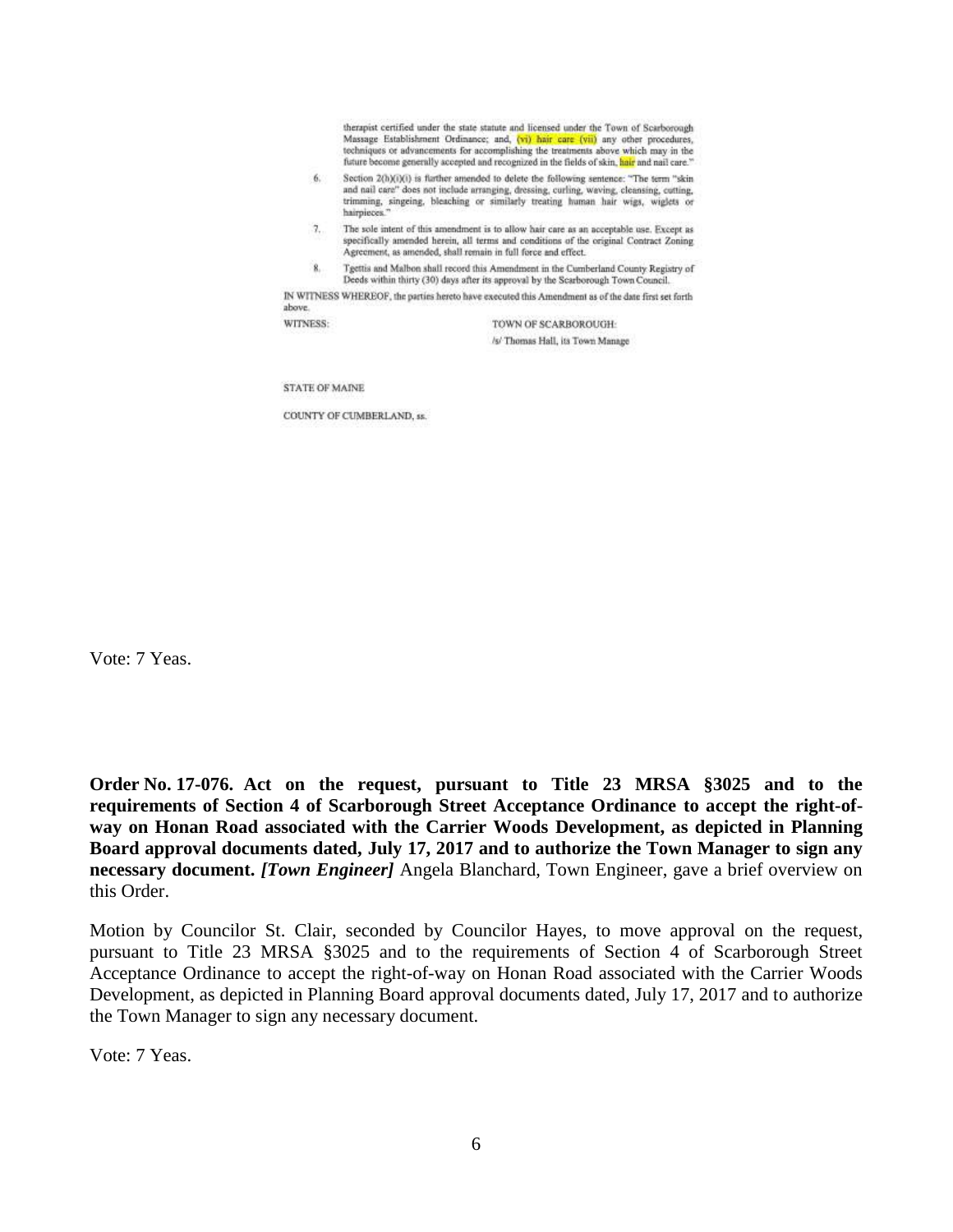therapist certified under the state statute and licensed under the Town of Scarborough Massage Establishment Ordinance; and, (vi) hair care (vii) any other procedures, techniques or advancements for accomplishing the treatments above which may in the future become generally accepted and recognized in the fields of skin, hair and nail care."

6. Section 2(h)(i)(i) is further amended to delete the following sentence: "The term "skin and nail care" does not include arranging, dressing, curling, waving, cleansing, cutting, trimming, singeing, bleaching or similarly treating human hair wigs, wiglets or hairpieces."

7. The sole intent of this amendment is to allow hair care as an acceptable use. Except as specifically amended herein, all terms and conditions of the original Contract Zoning Agreement, as amended, shall remain in full force and effect.

8. Tgettis and Malbon shall record this Amendment in the Cumberland County Registry of Deeds within thirty (30) days after its approval by the Scarborough Town Council.

IN WITNESS WHEREOF, the parties hereto have executed this Amendment as of the date first set forth above.

WITNESS: TOWN OF SCARBOROUGH:

/s/ Thomas Hall, its Town Manage

STATE OF MAINE

COUNTY OF CUMBERLAND, ss.

Vote: 7 Yeas.

**Order No. 17-076. Act on the request, pursuant to Title 23 MRSA §3025 and to the requirements of Section 4 of Scarborough Street Acceptance Ordinance to accept the right-of-way on Honan Road associated with the Carrier Woods Development, as depicted in Planning Board approval documents dated, July 17, 2017 and to authorize the Town Manager to sign any necessary document.** ***[Town Engineer]*** Angela Blanchard, Town Engineer, gave a brief overview on this Order.

Motion by Councilor St. Clair, seconded by Councilor Hayes, to move approval on the request, pursuant to Title 23 MRSA §3025 and to the requirements of Section 4 of Scarborough Street Acceptance Ordinance to accept the right-of-way on Honan Road associated with the Carrier Woods Development, as depicted in Planning Board approval documents dated, July 17, 2017 and to authorize the Town Manager to sign any necessary document.

Vote: 7 Yeas.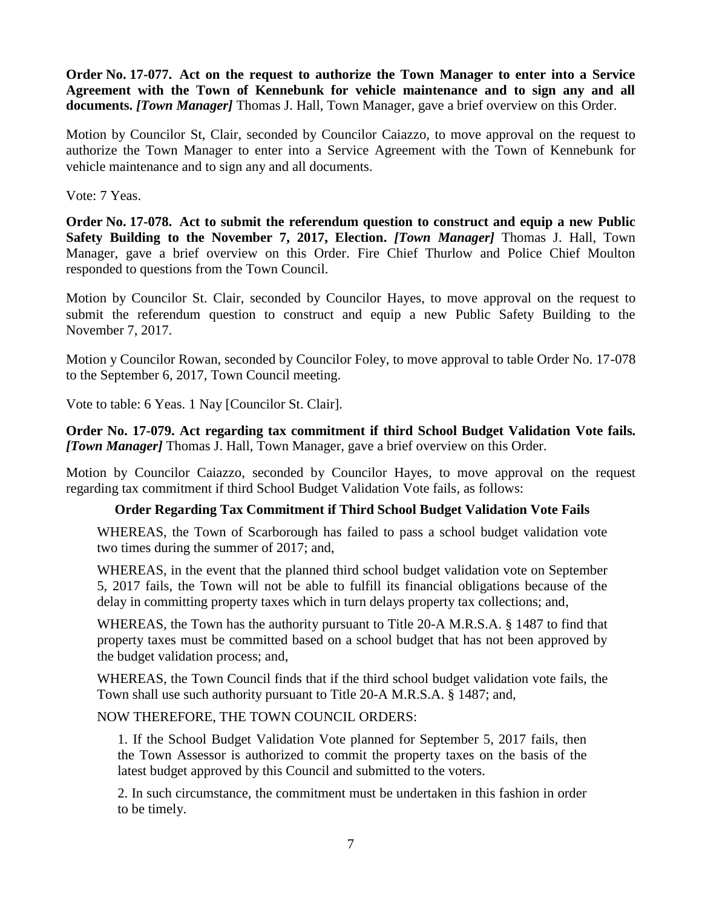**Order No. 17-077. Act on the request to authorize the Town Manager to enter into a Service Agreement with the Town of Kennebunk for vehicle maintenance and to sign any and all documents.** ***[Town Manager]*** Thomas J. Hall, Town Manager, gave a brief overview on this Order.

Motion by Councilor St, Clair, seconded by Councilor Caiazzo, to move approval on the request to authorize the Town Manager to enter into a Service Agreement with the Town of Kennebunk for vehicle maintenance and to sign any and all documents.

Vote: 7 Yeas.

**Order No. 17-078. Act to submit the referendum question to construct and equip a new Public Safety Building to the November 7, 2017, Election.** ***[Town Manager]*** Thomas J. Hall, Town Manager, gave a brief overview on this Order. Fire Chief Thurlow and Police Chief Moulton responded to questions from the Town Council.

Motion by Councilor St. Clair, seconded by Councilor Hayes, to move approval on the request to submit the referendum question to construct and equip a new Public Safety Building to the November 7, 2017.

Motion y Councilor Rowan, seconded by Councilor Foley, to move approval to table Order No. 17-078 to the September 6, 2017, Town Council meeting.

Vote to table: 6 Yeas. 1 Nay [Councilor St. Clair].

**Order No. 17-079. Act regarding tax commitment if third School Budget Validation Vote fails.** ***[Town Manager]*** Thomas J. Hall, Town Manager, gave a brief overview on this Order.

Motion by Councilor Caiazzo, seconded by Councilor Hayes, to move approval on the request regarding tax commitment if third School Budget Validation Vote fails, as follows:

**Order Regarding Tax Commitment if Third School Budget Validation Vote Fails**

WHEREAS, the Town of Scarborough has failed to pass a school budget validation vote two times during the summer of 2017; and,

WHEREAS, in the event that the planned third school budget validation vote on September 5, 2017 fails, the Town will not be able to fulfill its financial obligations because of the delay in committing property taxes which in turn delays property tax collections; and,

WHEREAS, the Town has the authority pursuant to Title 20-A M.R.S.A. § 1487 to find that property taxes must be committed based on a school budget that has not been approved by the budget validation process; and,

WHEREAS, the Town Council finds that if the third school budget validation vote fails, the Town shall use such authority pursuant to Title 20-A M.R.S.A. § 1487; and,

NOW THEREFORE, THE TOWN COUNCIL ORDERS:

1. If the School Budget Validation Vote planned for September 5, 2017 fails, then the Town Assessor is authorized to commit the property taxes on the basis of the latest budget approved by this Council and submitted to the voters.

2. In such circumstance, the commitment must be undertaken in this fashion in order to be timely.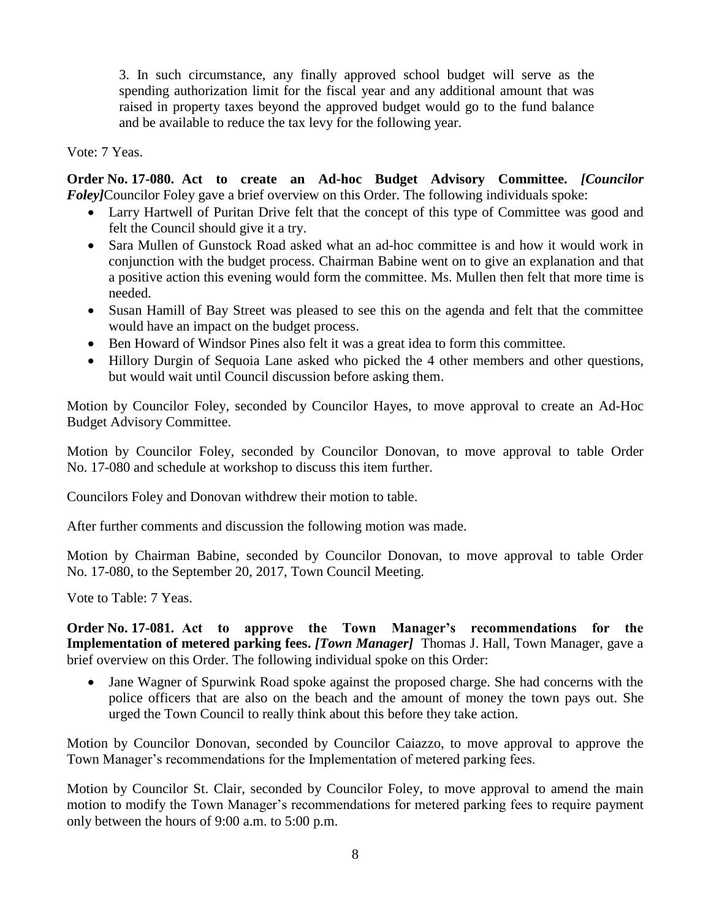3. In such circumstance, any finally approved school budget will serve as the spending authorization limit for the fiscal year and any additional amount that was raised in property taxes beyond the approved budget would go to the fund balance and be available to reduce the tax levy for the following year.

Vote: 7 Yeas.

**Order No. 17-080. Act to create an Ad-hoc Budget Advisory Committee.** ***[Councilor Foley]*** Councilor Foley gave a brief overview on this Order. The following individuals spoke:

- Larry Hartwell of Puritan Drive felt that the concept of this type of Committee was good and felt the Council should give it a try.
- Sara Mullen of Gunstock Road asked what an ad-hoc committee is and how it would work in conjunction with the budget process. Chairman Babine went on to give an explanation and that a positive action this evening would form the committee. Ms. Mullen then felt that more time is needed.
- Susan Hamill of Bay Street was pleased to see this on the agenda and felt that the committee would have an impact on the budget process.
- Ben Howard of Windsor Pines also felt it was a great idea to form this committee.
- Hillory Durgin of Sequoia Lane asked who picked the 4 other members and other questions, but would wait until Council discussion before asking them.

Motion by Councilor Foley, seconded by Councilor Hayes, to move approval to create an Ad-Hoc Budget Advisory Committee.

Motion by Councilor Foley, seconded by Councilor Donovan, to move approval to table Order No. 17-080 and schedule at workshop to discuss this item further.

Councilors Foley and Donovan withdrew their motion to table.

After further comments and discussion the following motion was made.

Motion by Chairman Babine, seconded by Councilor Donovan, to move approval to table Order No. 17-080, to the September 20, 2017, Town Council Meeting.

Vote to Table: 7 Yeas.

**Order No. 17-081. Act to approve the Town Manager's recommendations for the Implementation of metered parking fees.** ***[Town Manager]*** Thomas J. Hall, Town Manager, gave a brief overview on this Order. The following individual spoke on this Order:

- Jane Wagner of Spurwink Road spoke against the proposed charge. She had concerns with the police officers that are also on the beach and the amount of money the town pays out. She urged the Town Council to really think about this before they take action.

Motion by Councilor Donovan, seconded by Councilor Caiazzo, to move approval to approve the Town Manager's recommendations for the Implementation of metered parking fees.

Motion by Councilor St. Clair, seconded by Councilor Foley, to move approval to amend the main motion to modify the Town Manager's recommendations for metered parking fees to require payment only between the hours of 9:00 a.m. to 5:00 p.m.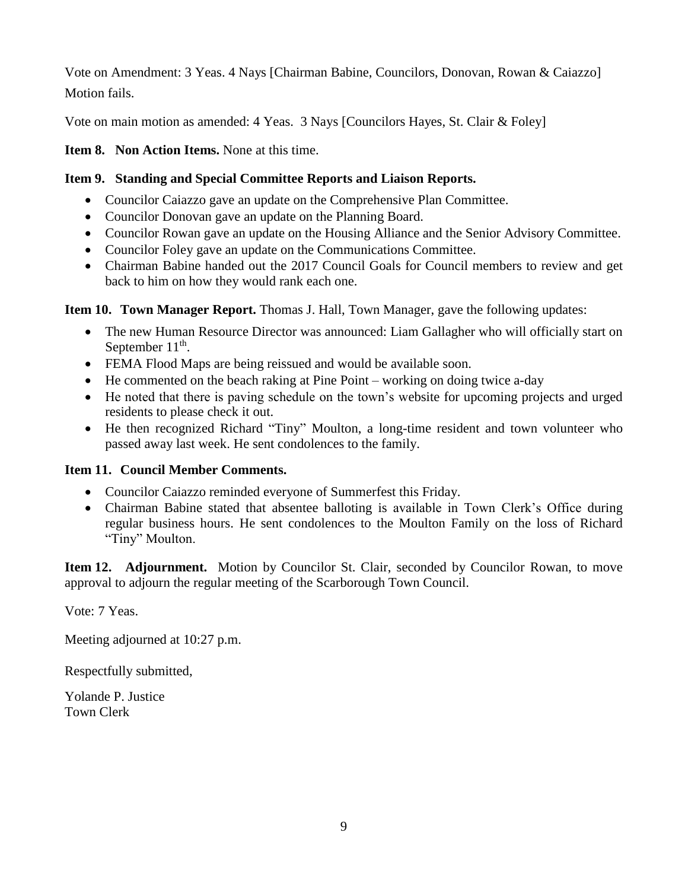Vote on Amendment: 3 Yeas. 4 Nays [Chairman Babine, Councilors, Donovan, Rowan & Caiazzo] Motion fails.

Vote on main motion as amended: 4 Yeas. 3 Nays [Councilors Hayes, St. Clair & Foley]

**Item 8. Non Action Items.** None at this time.

**Item 9. Standing and Special Committee Reports and Liaison Reports.**

- Councilor Caiazzo gave an update on the Comprehensive Plan Committee.
- Councilor Donovan gave an update on the Planning Board.
- Councilor Rowan gave an update on the Housing Alliance and the Senior Advisory Committee.
- Councilor Foley gave an update on the Communications Committee.
- Chairman Babine handed out the 2017 Council Goals for Council members to review and get back to him on how they would rank each one.

**Item 10. Town Manager Report.** Thomas J. Hall, Town Manager, gave the following updates:

- The new Human Resource Director was announced: Liam Gallagher who will officially start on September 11th.
- FEMA Flood Maps are being reissued and would be available soon.
- He commented on the beach raking at Pine Point – working on doing twice a-day
- He noted that there is paving schedule on the town's website for upcoming projects and urged residents to please check it out.
- He then recognized Richard "Tiny" Moulton, a long-time resident and town volunteer who passed away last week. He sent condolences to the family.

**Item 11. Council Member Comments.**

- Councilor Caiazzo reminded everyone of Summerfest this Friday.
- Chairman Babine stated that absentee balloting is available in Town Clerk's Office during regular business hours. He sent condolences to the Moulton Family on the loss of Richard "Tiny" Moulton.

**Item 12. Adjournment.** Motion by Councilor St. Clair, seconded by Councilor Rowan, to move approval to adjourn the regular meeting of the Scarborough Town Council.

Vote: 7 Yeas.

Meeting adjourned at 10:27 p.m.

Respectfully submitted,

Yolande P. Justice
Town Clerk